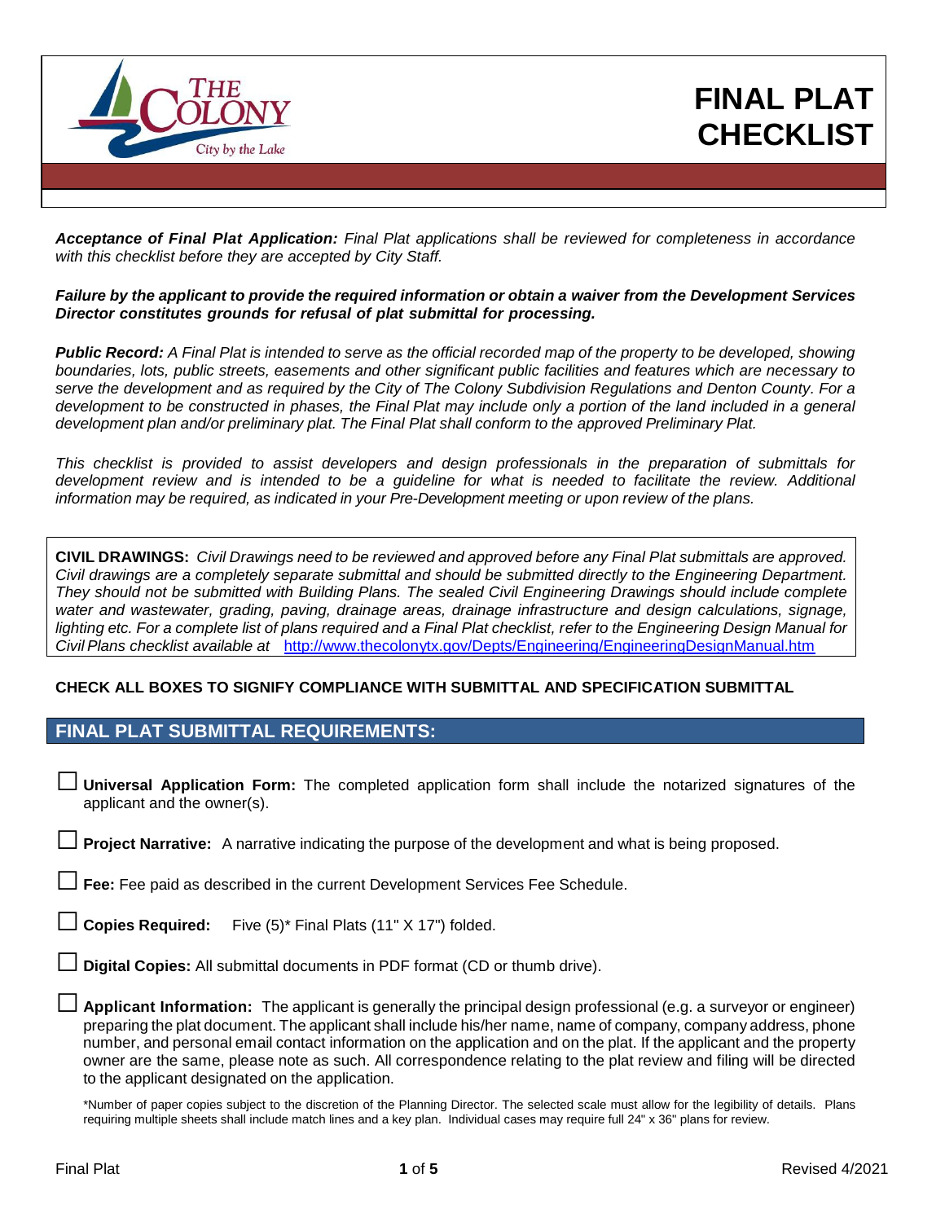# FINAL PLAT CHECKLIST

***Acceptance of Final Plat Application:** Final Plat applications shall be reviewed for completeness in accordance with this checklist before they are accepted by City Staff.*

***Failure by the applicant to provide the required information or obtain a waiver from the Development Services Director constitutes grounds for refusal of plat submittal for processing.***

***Public Record:** A Final Plat is intended to serve as the official recorded map of the property to be developed, showing boundaries, lots, public streets, easements and other significant public facilities and features which are necessary to serve the development and as required by the City of The Colony Subdivision Regulations and Denton County. For a development to be constructed in phases, the Final Plat may include only a portion of the land included in a general development plan and/or preliminary plat. The Final Plat shall conform to the approved Preliminary Plat.*

*This checklist is provided to assist developers and design professionals in the preparation of submittals for development review and is intended to be a guideline for what is needed to facilitate the review. Additional information may be required, as indicated in your Pre-Development meeting or upon review of the plans.*

**CIVIL DRAWINGS:** *Civil Drawings need to be reviewed and approved before any Final Plat submittals are approved. Civil drawings are a completely separate submittal and should be submitted directly to the Engineering Department. They should not be submitted with Building Plans. The sealed Civil Engineering Drawings should include complete water and wastewater, grading, paving, drainage areas, drainage infrastructure and design calculations, signage, lighting etc. For a complete list of plans required and a Final Plat checklist, refer to the Engineering Design Manual for Civil Plans checklist available at* http://www.thecolonytx.gov/Depts/Engineering/EngineeringDesignManual.htm

**CHECK ALL BOXES TO SIGNIFY COMPLIANCE WITH SUBMITTAL AND SPECIFICATION SUBMITTAL**

## FINAL PLAT SUBMITTAL REQUIREMENTS:

- ☐ **Universal Application Form:** The completed application form shall include the notarized signatures of the applicant and the owner(s).
- ☐ **Project Narrative:** A narrative indicating the purpose of the development and what is being proposed.
- ☐ **Fee:** Fee paid as described in the current Development Services Fee Schedule.
- ☐ **Copies Required:** Five (5)* Final Plats (11" X 17") folded.
- ☐ **Digital Copies:** All submittal documents in PDF format (CD or thumb drive).
- ☐ **Applicant Information:** The applicant is generally the principal design professional (e.g. a surveyor or engineer) preparing the plat document. The applicant shall include his/her name, name of company, company address, phone number, and personal email contact information on the application and on the plat. If the applicant and the property owner are the same, please note as such. All correspondence relating to the plat review and filing will be directed to the applicant designated on the application.

*Number of paper copies subject to the discretion of the Planning Director. The selected scale must allow for the legibility of details. Plans requiring multiple sheets shall include match lines and a key plan. Individual cases may require full 24" x 36" plans for review.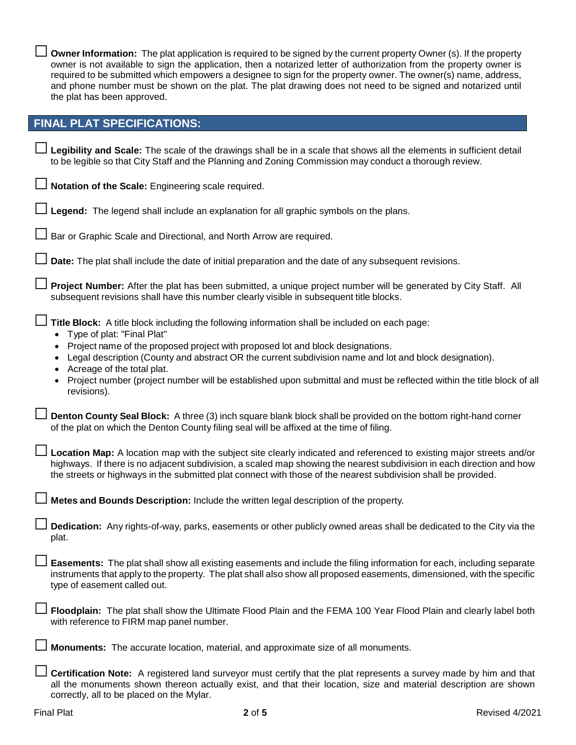☐ **Owner Information:** The plat application is required to be signed by the current property Owner (s). If the property owner is not available to sign the application, then a notarized letter of authorization from the property owner is required to be submitted which empowers a designee to sign for the property owner. The owner(s) name, address, and phone number must be shown on the plat. The plat drawing does not need to be signed and notarized until the plat has been approved.

## FINAL PLAT SPECIFICATIONS:

☐ **Legibility and Scale:** The scale of the drawings shall be in a scale that shows all the elements in sufficient detail to be legible so that City Staff and the Planning and Zoning Commission may conduct a thorough review.

☐ **Notation of the Scale:** Engineering scale required.

☐ **Legend:** The legend shall include an explanation for all graphic symbols on the plans.

☐ Bar or Graphic Scale and Directional, and North Arrow are required.

☐ **Date:** The plat shall include the date of initial preparation and the date of any subsequent revisions.

☐ **Project Number:** After the plat has been submitted, a unique project number will be generated by City Staff. All subsequent revisions shall have this number clearly visible in subsequent title blocks.

☐ **Title Block:** A title block including the following information shall be included on each page:

- Type of plat: "Final Plat"
- Project name of the proposed project with proposed lot and block designations.
- Legal description (County and abstract OR the current subdivision name and lot and block designation).
- Acreage of the total plat.
- Project number (project number will be established upon submittal and must be reflected within the title block of all revisions).

☐ **Denton County Seal Block:** A three (3) inch square blank block shall be provided on the bottom right-hand corner of the plat on which the Denton County filing seal will be affixed at the time of filing.

☐ **Location Map:** A location map with the subject site clearly indicated and referenced to existing major streets and/or highways. If there is no adjacent subdivision, a scaled map showing the nearest subdivision in each direction and how the streets or highways in the submitted plat connect with those of the nearest subdivision shall be provided.

☐ **Metes and Bounds Description:** Include the written legal description of the property.

☐ **Dedication:** Any rights-of-way, parks, easements or other publicly owned areas shall be dedicated to the City via the plat.

☐ **Easements:** The plat shall show all existing easements and include the filing information for each, including separate instruments that apply to the property. The plat shall also show all proposed easements, dimensioned, with the specific type of easement called out.

☐ **Floodplain:** The plat shall show the Ultimate Flood Plain and the FEMA 100 Year Flood Plain and clearly label both with reference to FIRM map panel number.

☐ **Monuments:** The accurate location, material, and approximate size of all monuments.

☐ **Certification Note:** A registered land surveyor must certify that the plat represents a survey made by him and that all the monuments shown thereon actually exist, and that their location, size and material description are shown correctly, all to be placed on the Mylar.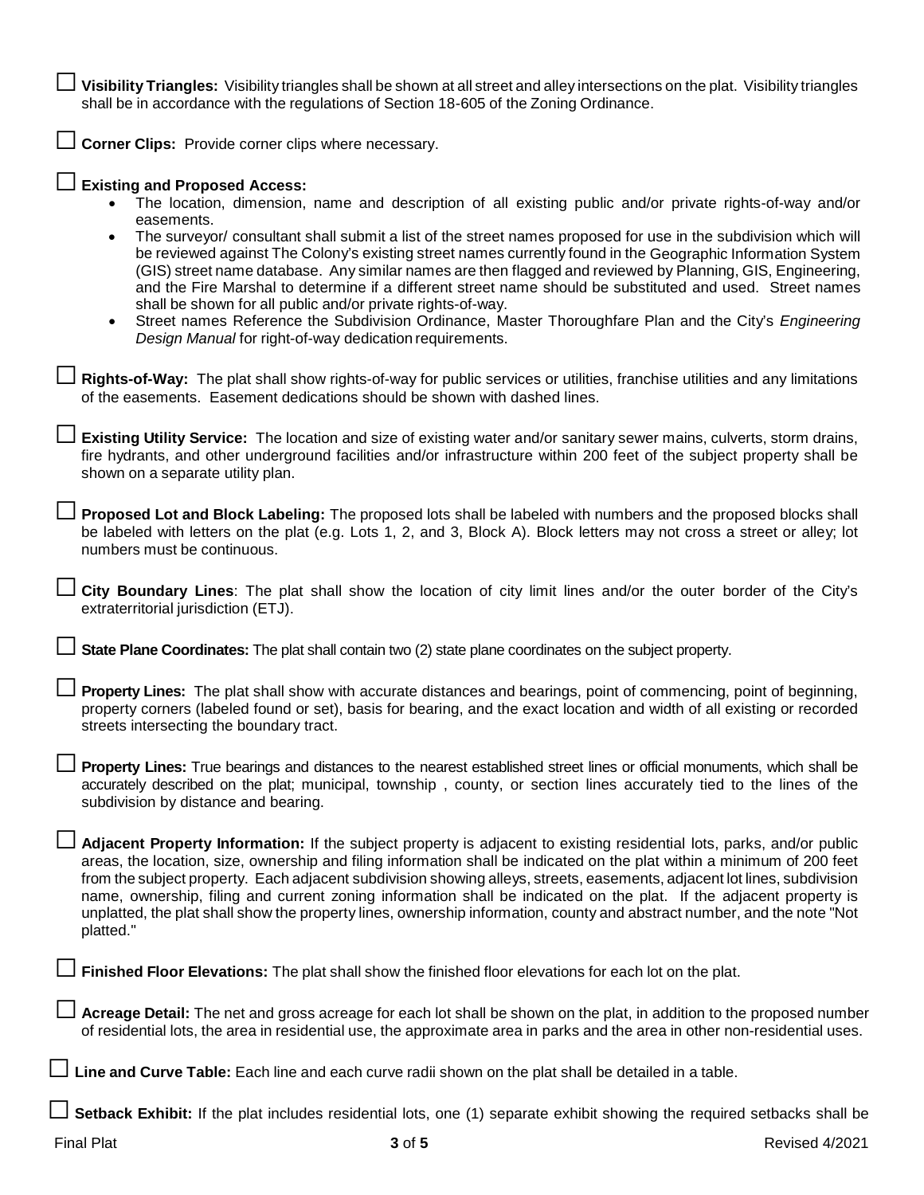☐ **Visibility Triangles:** Visibility triangles shall be shown at all street and alley intersections on the plat. Visibility triangles shall be in accordance with the regulations of Section 18-605 of the Zoning Ordinance.

☐ **Corner Clips:** Provide corner clips where necessary.

☐ **Existing and Proposed Access:**

- The location, dimension, name and description of all existing public and/or private rights-of-way and/or easements.
- The surveyor/ consultant shall submit a list of the street names proposed for use in the subdivision which will be reviewed against The Colony's existing street names currently found in the Geographic Information System (GIS) street name database. Any similar names are then flagged and reviewed by Planning, GIS, Engineering, and the Fire Marshal to determine if a different street name should be substituted and used. Street names shall be shown for all public and/or private rights-of-way.
- Street names Reference the Subdivision Ordinance, Master Thoroughfare Plan and the City's *Engineering Design Manual* for right-of-way dedication requirements.

☐ **Rights-of-Way:** The plat shall show rights-of-way for public services or utilities, franchise utilities and any limitations of the easements. Easement dedications should be shown with dashed lines.

☐ **Existing Utility Service:** The location and size of existing water and/or sanitary sewer mains, culverts, storm drains, fire hydrants, and other underground facilities and/or infrastructure within 200 feet of the subject property shall be shown on a separate utility plan.

☐ **Proposed Lot and Block Labeling:** The proposed lots shall be labeled with numbers and the proposed blocks shall be labeled with letters on the plat (e.g. Lots 1, 2, and 3, Block A). Block letters may not cross a street or alley; lot numbers must be continuous.

☐ **City Boundary Lines**: The plat shall show the location of city limit lines and/or the outer border of the City's extraterritorial jurisdiction (ETJ).

☐ **State Plane Coordinates:** The plat shall contain two (2) state plane coordinates on the subject property.

☐ **Property Lines:** The plat shall show with accurate distances and bearings, point of commencing, point of beginning, property corners (labeled found or set), basis for bearing, and the exact location and width of all existing or recorded streets intersecting the boundary tract.

☐ **Property Lines:** True bearings and distances to the nearest established street lines or official monuments, which shall be accurately described on the plat; municipal, township , county, or section lines accurately tied to the lines of the subdivision by distance and bearing.

☐ **Adjacent Property Information:** If the subject property is adjacent to existing residential lots, parks, and/or public areas, the location, size, ownership and filing information shall be indicated on the plat within a minimum of 200 feet from the subject property. Each adjacent subdivision showing alleys, streets, easements, adjacent lot lines, subdivision name, ownership, filing and current zoning information shall be indicated on the plat. If the adjacent property is unplatted, the plat shall show the property lines, ownership information, county and abstract number, and the note "Not platted."

☐ **Finished Floor Elevations:** The plat shall show the finished floor elevations for each lot on the plat.

☐ **Acreage Detail:** The net and gross acreage for each lot shall be shown on the plat, in addition to the proposed number of residential lots, the area in residential use, the approximate area in parks and the area in other non-residential uses.

☐ **Line and Curve Table:** Each line and each curve radii shown on the plat shall be detailed in a table.

☐ **Setback Exhibit:** If the plat includes residential lots, one (1) separate exhibit showing the required setbacks shall be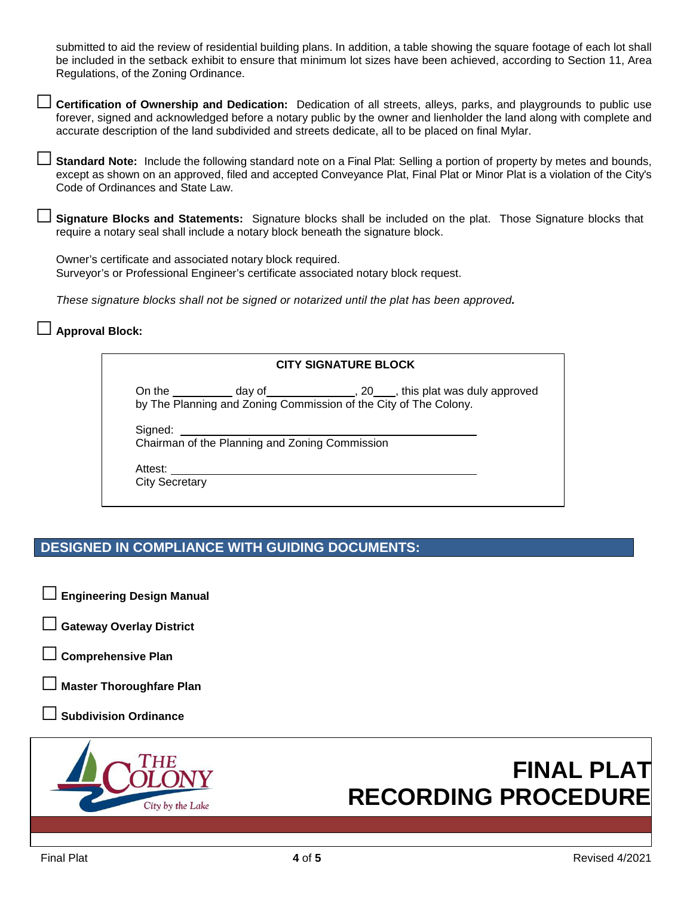submitted to aid the review of residential building plans. In addition, a table showing the square footage of each lot shall be included in the setback exhibit to ensure that minimum lot sizes have been achieved, according to Section 11, Area Regulations, of the Zoning Ordinance.

☐ **Certification of Ownership and Dedication:** Dedication of all streets, alleys, parks, and playgrounds to public use forever, signed and acknowledged before a notary public by the owner and lienholder the land along with complete and accurate description of the land subdivided and streets dedicate, all to be placed on final Mylar.

☐ **Standard Note:** Include the following standard note on a Final Plat: Selling a portion of property by metes and bounds, except as shown on an approved, filed and accepted Conveyance Plat, Final Plat or Minor Plat is a violation of the City's Code of Ordinances and State Law.

☐ **Signature Blocks and Statements:** Signature blocks shall be included on the plat. Those Signature blocks that require a notary seal shall include a notary block beneath the signature block.

Owner's certificate and associated notary block required.
Surveyor's or Professional Engineer's certificate associated notary block request.

*These signature blocks shall not be signed or notarized until the plat has been approved.*

☐ **Approval Block:**

**CITY SIGNATURE BLOCK**

On the __________ day of______________, 20___, this plat was duly approved by The Planning and Zoning Commission of the City of The Colony.

Signed: ______________________________________________
Chairman of the Planning and Zoning Commission

Attest: ______________________________________________
City Secretary

## DESIGNED IN COMPLIANCE WITH GUIDING DOCUMENTS:

☐ **Engineering Design Manual**

☐ **Gateway Overlay District**

☐ **Comprehensive Plan**

☐ **Master Thoroughfare Plan**

☐ **Subdivision Ordinance**

THE COLONY
City by the Lake

# FINAL PLAT RECORDING PROCEDURE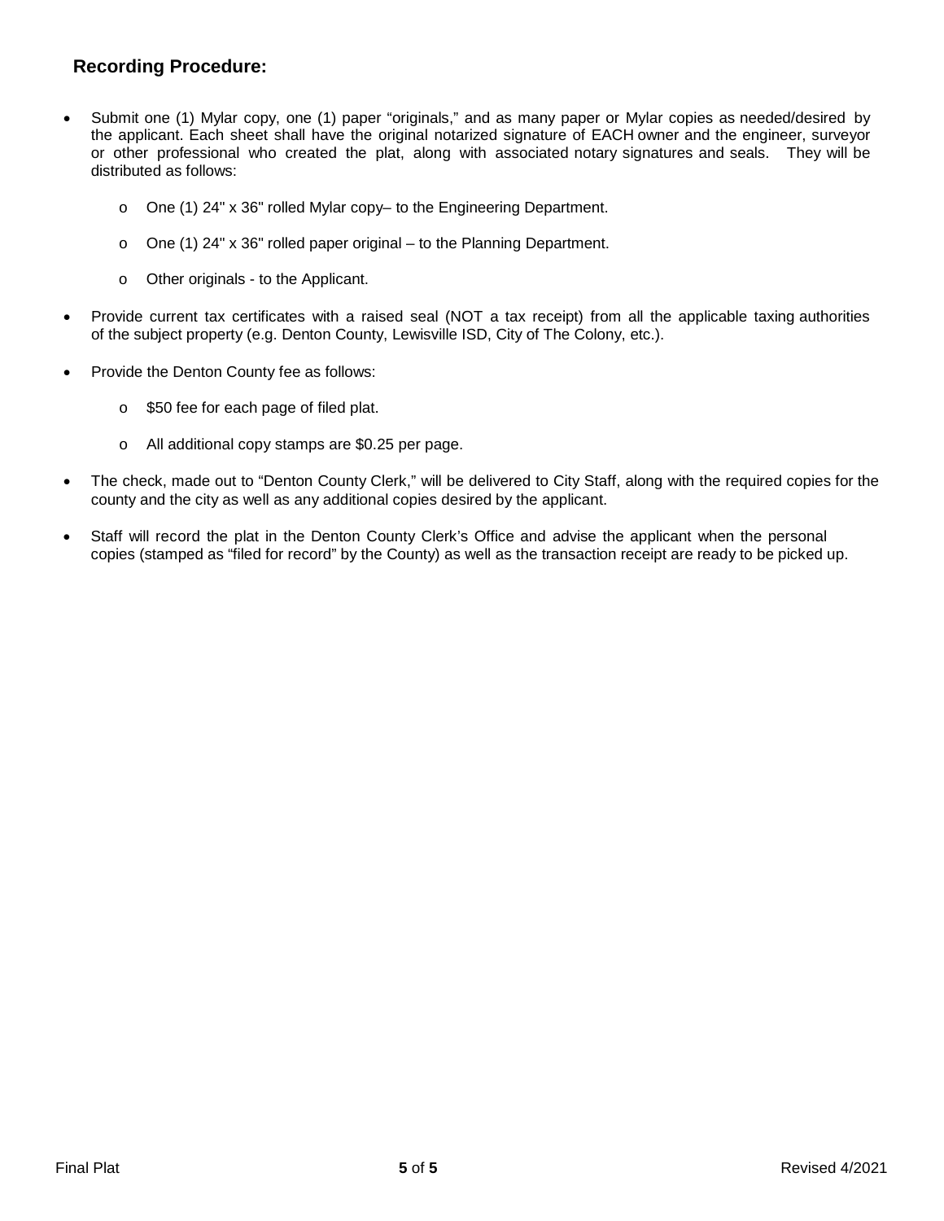## Recording Procedure:

- Submit one (1) Mylar copy, one (1) paper "originals," and as many paper or Mylar copies as needed/desired by the applicant. Each sheet shall have the original notarized signature of EACH owner and the engineer, surveyor or other professional who created the plat, along with associated notary signatures and seals. They will be distributed as follows:
  - One (1) 24" x 36" rolled Mylar copy– to the Engineering Department.
  - One (1) 24" x 36" rolled paper original – to the Planning Department.
  - Other originals - to the Applicant.
- Provide current tax certificates with a raised seal (NOT a tax receipt) from all the applicable taxing authorities of the subject property (e.g. Denton County, Lewisville ISD, City of The Colony, etc.).
- Provide the Denton County fee as follows:
  - $50 fee for each page of filed plat.
  - All additional copy stamps are $0.25 per page.
- The check, made out to "Denton County Clerk," will be delivered to City Staff, along with the required copies for the county and the city as well as any additional copies desired by the applicant.
- Staff will record the plat in the Denton County Clerk's Office and advise the applicant when the personal copies (stamped as "filed for record" by the County) as well as the transaction receipt are ready to be picked up.